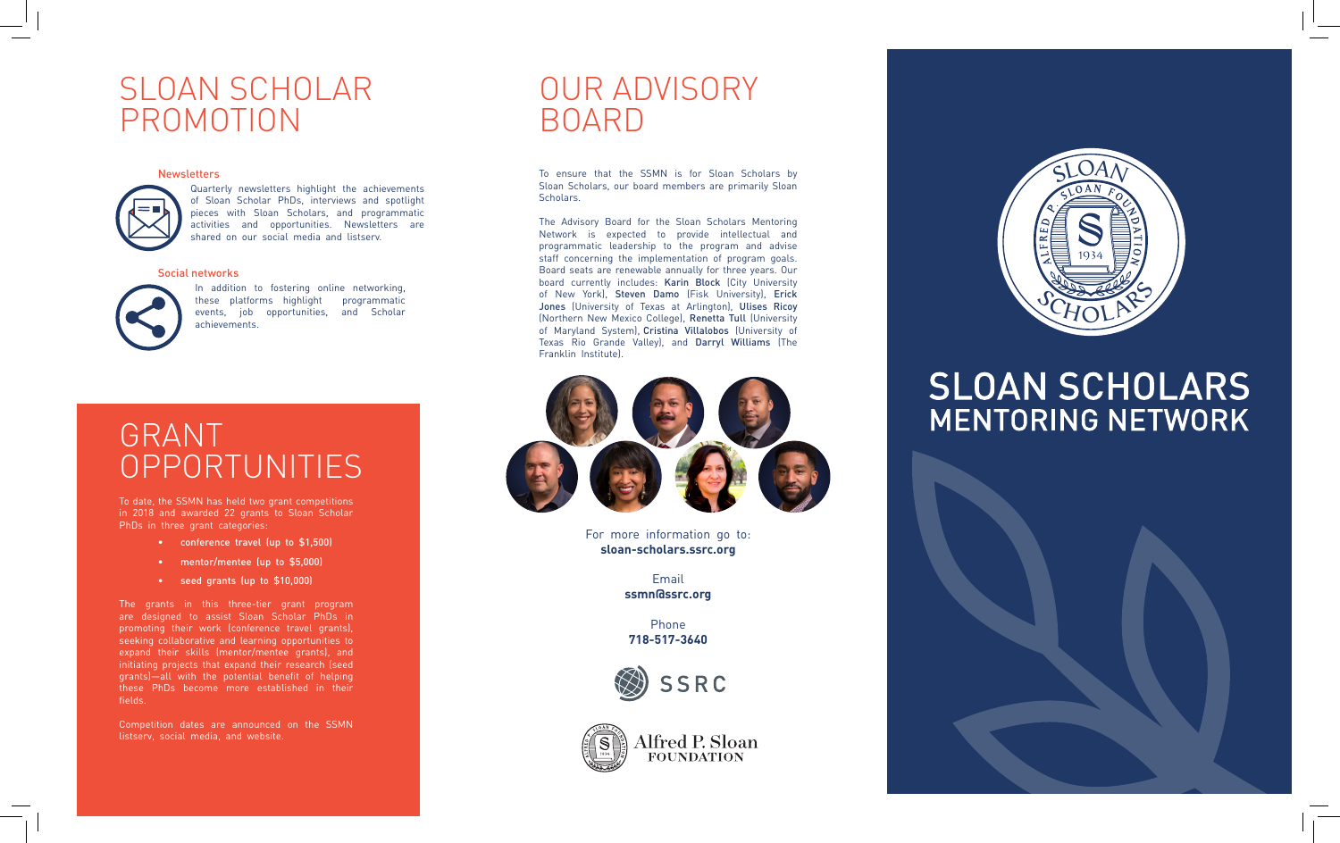# SLOAN SCHOLAR PROMOTION

### Newsletters

Quarterly newsletters highlight the achievements of Sloan Scholar PhDs, interviews and spotlight pieces with Sloan Scholars, and programmatic activities and opportunities. Newsletters are shared on our social media and listserv.

### Social networks

In addition to fostering online networking, these platforms highlight programmatic events, job opportunities, and Scholar achievements.

# GRANT OPPORTUNITIES

To date, the SSMN has held two grant competitions in 2018 and awarded 22 grants to Sloan Scholar PhDs in three grant categories:

- **conference travel (up to $1,500)**
- **mentor/mentee (up to $5,000)**
- **seed grants (up to $10,000)**

The grants in this three-tier grant program are designed to assist Sloan Scholar PhDs in promoting their work (conference travel grants), seeking collaborative and learning opportunities to expand their skills (mentor/mentee grants), and initiating projects that expand their research (seed grants)—all with the potential benefit of helping these PhDs become more established in their fields.

Competition dates are announced on the SSMN listserv, social media, and website.

# OUR ADVISORY BOARD

To ensure that the SSMN is for Sloan Scholars by Sloan Scholars, our board members are primarily Sloan Scholars.

The Advisory Board for the Sloan Scholars Mentoring Network is expected to provide intellectual and programmatic leadership to the program and advise staff concerning the implementation of program goals. Board seats are renewable annually for three years. Our board currently includes: **Karin Block** (City University of New York), **Steven Damo** (Fisk University), **Erick Jones** (University of Texas at Arlington), **Ulises Ricoy** (Northern New Mexico College), **Renetta Tull** (University of Maryland System), **Cristina Villalobos** (University of Texas Rio Grande Valley), and **Darryl Williams** (The Franklin Institute).

For more information go to:
**sloan-scholars.ssrc.org**

Email
**ssmn@ssrc.org**

Phone
**718-517-3640**

SSRC

Alfred P. Sloan FOUNDATION

# SLOAN SCHOLARS MENTORING NETWORK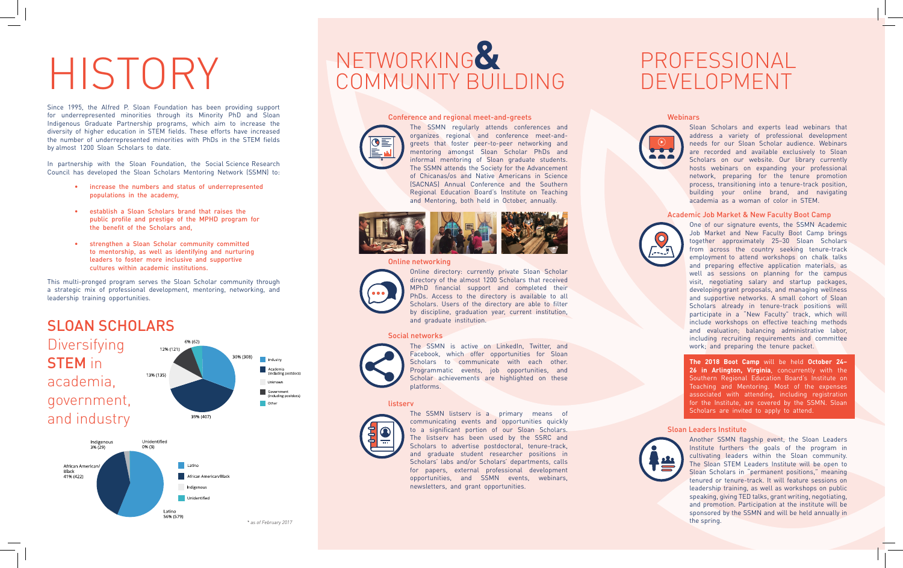# HISTORY

Since 1995, the Alfred P. Sloan Foundation has been providing support for underrepresented minorities through its Minority PhD and Sloan Indigenous Graduate Partnership programs, which aim to increase the diversity of higher education in STEM fields. These efforts have increased the number of underrepresented minorities with PhDs in the STEM fields by almost 1200 Sloan Scholars to date.

In partnership with the Sloan Foundation, the Social Science Research Council has developed the Sloan Scholars Mentoring Network (SSMN) to:

- increase the numbers and status of underrepresented populations in the academy,
- establish a Sloan Scholars brand that raises the public profile and prestige of the MPHD program for the benefit of the Scholars and,
- strengthen a Sloan Scholar community committed to mentorship, as well as identifying and nurturing leaders to foster more inclusive and supportive cultures within academic institutions.

This multi-pronged program serves the Sloan Scholar community through a strategic mix of professional development, mentoring, networking, and leadership training opportunities.

## SLOAN SCHOLARS

Diversifying **STEM** in academia, government, and industry

6% (62)
12% (121)
30% (308)
13% (135)
39% (407)

Industry
Academia (including postdocs)
Unknown
Government (including postdocs)
Other

Indigenous 3% (29)
Unidentified 0% (3)
African American/Black 41% (422)
Latino 56% (579)

Latino
African American/Black
Indigenous
Unidentified

*\* as of February 2017*

# NETWORKING & COMMUNITY BUILDING

### Conference and regional meet-and-greets

The SSMN regularly attends conferences and organizes regional and conference meet-and-greets that foster peer-to-peer networking and mentoring amongst Sloan Scholar PhDs and informal mentoring of Sloan graduate students. The SSMN attends the Society for the Advancement of Chicanas/os and Native Americans in Science (SACNAS) Annual Conference and the Southern Regional Education Board's Institute on Teaching and Mentoring, both held in October, annually.

### Online networking

Online directory: currently private Sloan Scholar directory of the almost 1200 Scholars that received MPhD financial support and completed their PhDs. Access to the directory is available to all Scholars. Users of the directory are able to filter by discipline, graduation year, current institution, and graduate institution.

### Social networks

The SSMN is active on LinkedIn, Twitter, and Facebook, which offer opportunities for Sloan Scholars to communicate with each other. Programmatic events, job opportunities, and Scholar achievements are highlighted on these platforms.

### listserv

The SSMN listserv is a primary means of communicating events and opportunities quickly to a significant portion of our Sloan Scholars. The listserv has been used by the SSRC and Scholars to advertise postdoctoral, tenure-track, and graduate student researcher positions in Scholars' labs and/or Scholars' departments, calls for papers, external professional development opportunities, and SSMN events, webinars, newsletters, and grant opportunities.

# PROFESSIONAL DEVELOPMENT

### Webinars

Sloan Scholars and experts lead webinars that address a variety of professional development needs for our Sloan Scholar audience. Webinars are recorded and available exclusively to Sloan Scholars on our website. Our library currently hosts webinars on expanding your professional network, preparing for the tenure promotion process, transitioning into a tenure-track position, building your online brand, and navigating academia as a woman of color in STEM.

### Academic Job Market & New Faculty Boot Camp

One of our signature events, the SSMN Academic Job Market and New Faculty Boot Camp brings together approximately 25–30 Sloan Scholars from across the country seeking tenure-track employment to attend workshops on chalk talks and preparing effective application materials, as well as sessions on planning for the campus visit, negotiating salary and startup packages, developing grant proposals, and managing wellness and supportive networks. A small cohort of Sloan Scholars already in tenure-track positions will participate in a "New Faculty" track, which will include workshops on effective teaching methods and evaluation; balancing administrative labor, including recruiting requirements and committee work; and preparing the tenure packet.

**The 2018 Boot Camp** will be held **October 24–26 in Arlington, Virginia**, concurrently with the Southern Regional Education Board's Institute on Teaching and Mentoring. Most of the expenses associated with attending, including registration for the Institute, are covered by the SSMN. Sloan Scholars are invited to apply to attend.

### Sloan Leaders Institute

Another SSMN flagship event, the Sloan Leaders Institute furthers the goals of the program in cultivating leaders within the Sloan community. The Sloan STEM Leaders Institute will be open to Sloan Scholars in "permanent positions," meaning tenured or tenure-track. It will feature sessions on leadership training, as well as workshops on public speaking, giving TED talks, grant writing, negotiating, and promotion. Participation at the institute will be sponsored by the SSMN and will be held annually in the spring.